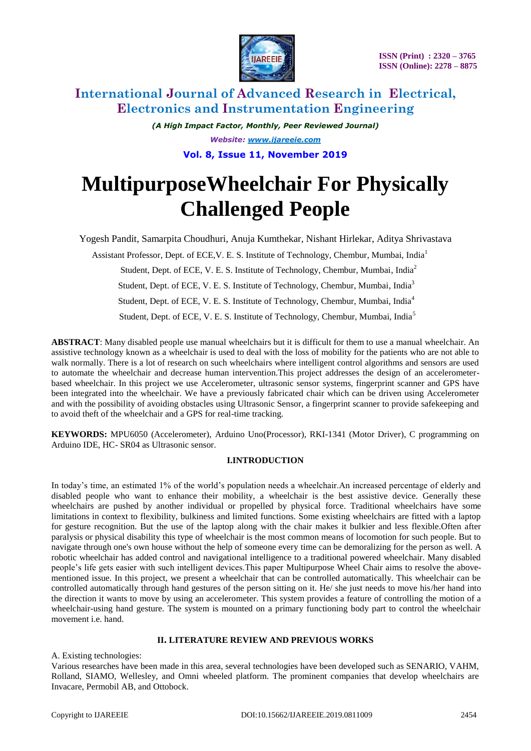# MultipurposeWheelchair For Physically Challenged People

Yogesh Pandit, Samarpita Choudhuri, Anuja Kumthekar, Nishant Hirlekar, Aditya Shrivastava

Assistant Professor, Dept. of ECE,V. E. S. Institute of Technology, Chembur, Mumbai, India[1]

Student, Dept. of ECE, V. E. S. Institute of Technology, Chembur, Mumbai, India[2]

Student, Dept. of ECE, V. E. S. Institute of Technology, Chembur, Mumbai, India[3]

Student, Dept. of ECE, V. E. S. Institute of Technology, Chembur, Mumbai, India[4]

Student, Dept. of ECE, V. E. S. Institute of Technology, Chembur, Mumbai, India[5]

**ABSTRACT**: Many disabled people use manual wheelchairs but it is difficult for them to use a manual wheelchair. An assistive technology known as a wheelchair is used to deal with the loss of mobility for the patients who are not able to walk normally. There is a lot of research on such wheelchairs where intelligent control algorithms and sensors are used to automate the wheelchair and decrease human intervention.This project addresses the design of an accelerometer-based wheelchair. In this project we use Accelerometer, ultrasonic sensor systems, fingerprint scanner and GPS have been integrated into the wheelchair. We have a previously fabricated chair which can be driven using Accelerometer and with the possibility of avoiding obstacles using Ultrasonic Sensor, a fingerprint scanner to provide safekeeping and to avoid theft of the wheelchair and a GPS for real-time tracking.

**KEYWORDS:** MPU6050 (Accelerometer), Arduino Uno(Processor), RKI-1341 (Motor Driver), C programming on Arduino IDE, HC- SR04 as Ultrasonic sensor.

## I.INTRODUCTION

In today's time, an estimated 1% of the world's population needs a wheelchair.An increased percentage of elderly and disabled people who want to enhance their mobility, a wheelchair is the best assistive device. Generally these wheelchairs are pushed by another individual or propelled by physical force. Traditional wheelchairs have some limitations in context to flexibility, bulkiness and limited functions. Some existing wheelchairs are fitted with a laptop for gesture recognition. But the use of the laptop along with the chair makes it bulkier and less flexible.Often after paralysis or physical disability this type of wheelchair is the most common means of locomotion for such people. But to navigate through one's own house without the help of someone every time can be demoralizing for the person as well. A robotic wheelchair has added control and navigational intelligence to a traditional powered wheelchair. Many disabled people's life gets easier with such intelligent devices.This paper Multipurpose Wheel Chair aims to resolve the above-mentioned issue. In this project, we present a wheelchair that can be controlled automatically. This wheelchair can be controlled automatically through hand gestures of the person sitting on it. He/ she just needs to move his/her hand into the direction it wants to move by using an accelerometer. This system provides a feature of controlling the motion of a wheelchair-using hand gesture. The system is mounted on a primary functioning body part to control the wheelchair movement i.e. hand.

## II. LITERATURE REVIEW AND PREVIOUS WORKS

A. Existing technologies:

Various researches have been made in this area, several technologies have been developed such as SENARIO, VAHM, Rolland, SIAMO, Wellesley, and Omni wheeled platform. The prominent companies that develop wheelchairs are Invacare, Permobil AB, and Ottobock.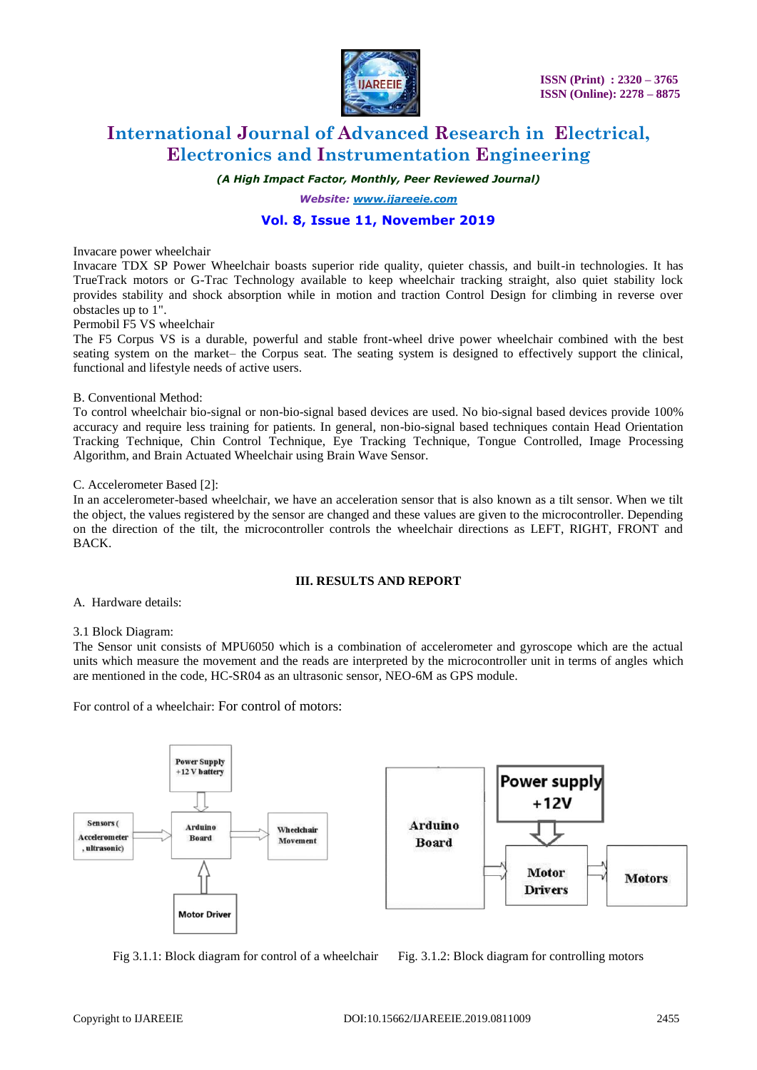Invacare power wheelchair

Invacare TDX SP Power Wheelchair boasts superior ride quality, quieter chassis, and built-in technologies. It has TrueTrack motors or G-Trac Technology available to keep wheelchair tracking straight, also quiet stability lock provides stability and shock absorption while in motion and traction Control Design for climbing in reverse over obstacles up to 1".

Permobil F5 VS wheelchair

The F5 Corpus VS is a durable, powerful and stable front-wheel drive power wheelchair combined with the best seating system on the market– the Corpus seat. The seating system is designed to effectively support the clinical, functional and lifestyle needs of active users.

B. Conventional Method:

To control wheelchair bio-signal or non-bio-signal based devices are used. No bio-signal based devices provide 100% accuracy and require less training for patients. In general, non-bio-signal based techniques contain Head Orientation Tracking Technique, Chin Control Technique, Eye Tracking Technique, Tongue Controlled, Image Processing Algorithm, and Brain Actuated Wheelchair using Brain Wave Sensor.

C. Accelerometer Based [2]:

In an accelerometer-based wheelchair, we have an acceleration sensor that is also known as a tilt sensor. When we tilt the object, the values registered by the sensor are changed and these values are given to the microcontroller. Depending on the direction of the tilt, the microcontroller controls the wheelchair directions as LEFT, RIGHT, FRONT and BACK.

## III. RESULTS AND REPORT

A. Hardware details:

3.1 Block Diagram:

The Sensor unit consists of MPU6050 which is a combination of accelerometer and gyroscope which are the actual units which measure the movement and the reads are interpreted by the microcontroller unit in terms of angles which are mentioned in the code, HC-SR04 as an ultrasonic sensor, NEO-6M as GPS module.

For control of a wheelchair: For control of motors:

Power Supply +12 V battery → Arduino Board; Sensors (Accelerometer, ultrasonic) → Arduino Board; Motor Driver → Arduino Board; Arduino Board → Wheelchair Movement

Fig 3.1.1: Block diagram for control of a wheelchair

Arduino Board → Motor Drivers; Power supply +12V → Motor Drivers; Motor Drivers → Motors

Fig. 3.1.2: Block diagram for controlling motors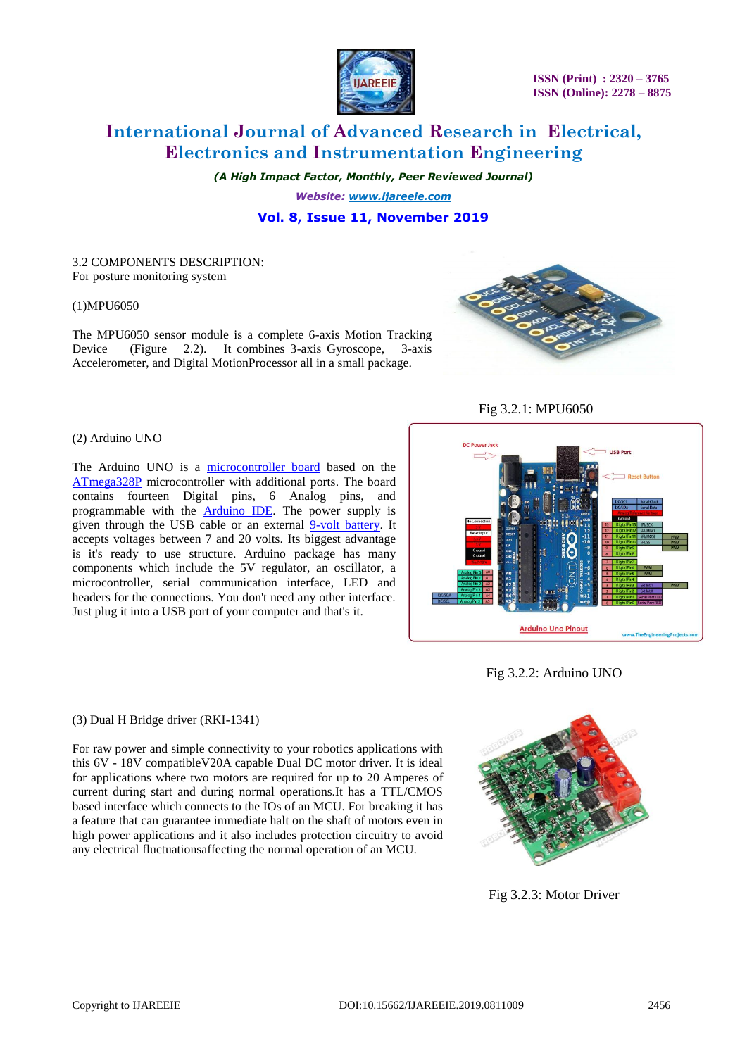3.2 COMPONENTS DESCRIPTION:
For posture monitoring system

(1)MPU6050

The MPU6050 sensor module is a complete 6-axis Motion Tracking Device (Figure 2.2). It combines 3-axis Gyroscope, 3-axis Accelerometer, and Digital MotionProcessor all in a small package.

Fig 3.2.1: MPU6050

(2) Arduino UNO

The Arduino UNO is a microcontroller board based on the ATmega328P microcontroller with additional ports. The board contains fourteen Digital pins, 6 Analog pins, and programmable with the Arduino IDE. The power supply is given through the USB cable or an external 9-volt battery. It accepts voltages between 7 and 20 volts. Its biggest advantage is it's ready to use structure. Arduino package has many components which include the 5V regulator, an oscillator, a microcontroller, serial communication interface, LED and headers for the connections. You don't need any other interface. Just plug it into a USB port of your computer and that's it.

Fig 3.2.2: Arduino UNO

(3) Dual H Bridge driver (RKI-1341)

For raw power and simple connectivity to your robotics applications with this 6V - 18V compatibleV20A capable Dual DC motor driver. It is ideal for applications where two motors are required for up to 20 Amperes of current during start and during normal operations.It has a TTL/CMOS based interface which connects to the IOs of an MCU. For breaking it has a feature that can guarantee immediate halt on the shaft of motors even in high power applications and it also includes protection circuitry to avoid any electrical fluctuationsaffecting the normal operation of an MCU.

Fig 3.2.3: Motor Driver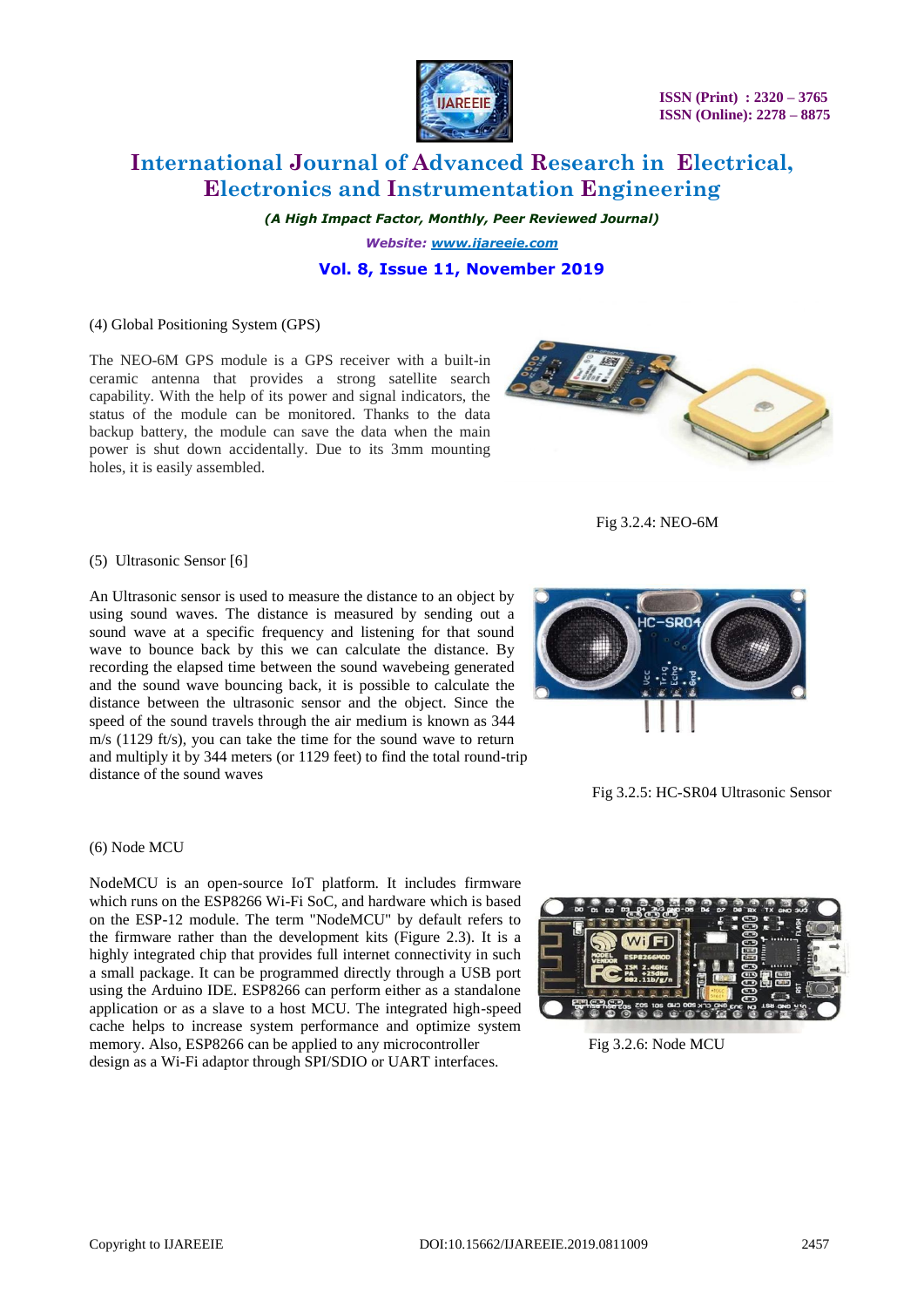(4) Global Positioning System (GPS)

The NEO-6M GPS module is a GPS receiver with a built-in ceramic antenna that provides a strong satellite search capability. With the help of its power and signal indicators, the status of the module can be monitored. Thanks to the data backup battery, the module can save the data when the main power is shut down accidentally. Due to its 3mm mounting holes, it is easily assembled.

Fig 3.2.4: NEO-6M

(5) Ultrasonic Sensor [6]

An Ultrasonic sensor is used to measure the distance to an object by using sound waves. The distance is measured by sending out a sound wave at a specific frequency and listening for that sound wave to bounce back by this we can calculate the distance. By recording the elapsed time between the sound wavebeing generated and the sound wave bouncing back, it is possible to calculate the distance between the ultrasonic sensor and the object. Since the speed of the sound travels through the air medium is known as 344 m/s (1129 ft/s), you can take the time for the sound wave to return and multiply it by 344 meters (or 1129 feet) to find the total round-trip distance of the sound waves

Fig 3.2.5: HC-SR04 Ultrasonic Sensor

(6) Node MCU

NodeMCU is an open-source IoT platform. It includes firmware which runs on the ESP8266 Wi-Fi SoC, and hardware which is based on the ESP-12 module. The term "NodeMCU" by default refers to the firmware rather than the development kits (Figure 2.3). It is a highly integrated chip that provides full internet connectivity in such a small package. It can be programmed directly through a USB port using the Arduino IDE. ESP8266 can perform either as a standalone application or as a slave to a host MCU. The integrated high-speed cache helps to increase system performance and optimize system memory. Also, ESP8266 can be applied to any microcontroller design as a Wi-Fi adaptor through SPI/SDIO or UART interfaces.

Fig 3.2.6: Node MCU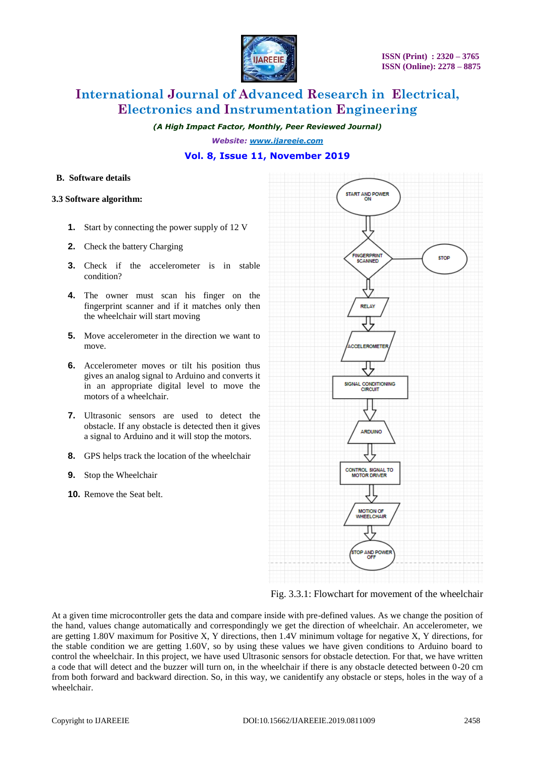## B. Software details

### 3.3 Software algorithm:

1. Start by connecting the power supply of 12 V
2. Check the battery Charging
3. Check if the accelerometer is in stable condition?
4. The owner must scan his finger on the fingerprint scanner and if it matches only then the wheelchair will start moving
5. Move accelerometer in the direction we want to move.
6. Accelerometer moves or tilt his position thus gives an analog signal to Arduino and converts it in an appropriate digital level to move the motors of a wheelchair.
7. Ultrasonic sensors are used to detect the obstacle. If any obstacle is detected then it gives a signal to Arduino and it will stop the motors.
8. GPS helps track the location of the wheelchair
9. Stop the Wheelchair
10. Remove the Seat belt.

Fig. 3.3.1: Flowchart for movement of the wheelchair

At a given time microcontroller gets the data and compare inside with pre-defined values. As we change the position of the hand, values change automatically and correspondingly we get the direction of wheelchair. An accelerometer, we are getting 1.80V maximum for Positive X, Y directions, then 1.4V minimum voltage for negative X, Y directions, for the stable condition we are getting 1.60V, so by using these values we have given conditions to Arduino board to control the wheelchair. In this project, we have used Ultrasonic sensors for obstacle detection. For that, we have written a code that will detect and the buzzer will turn on, in the wheelchair if there is any obstacle detected between 0-20 cm from both forward and backward direction. So, in this way, we canidentify any obstacle or steps, holes in the way of a wheelchair.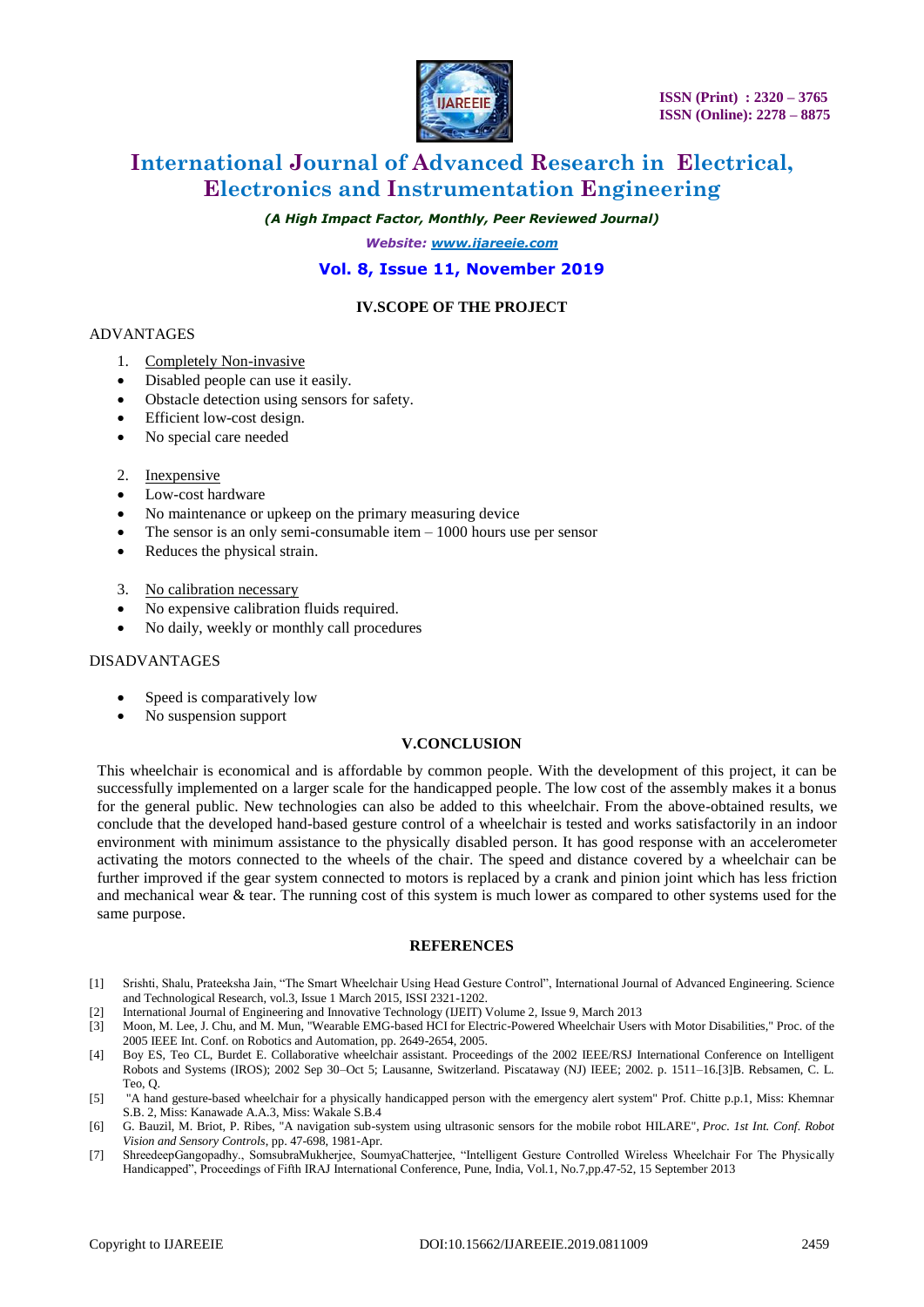## IV.SCOPE OF THE PROJECT

ADVANTAGES

1. Completely Non-invasive

- Disabled people can use it easily.
- Obstacle detection using sensors for safety.
- Efficient low-cost design.
- No special care needed

2. Inexpensive

- Low-cost hardware
- No maintenance or upkeep on the primary measuring device
- The sensor is an only semi-consumable item – 1000 hours use per sensor
- Reduces the physical strain.

3. No calibration necessary

- No expensive calibration fluids required.
- No daily, weekly or monthly call procedures

DISADVANTAGES

- Speed is comparatively low
- No suspension support

## V.CONCLUSION

This wheelchair is economical and is affordable by common people. With the development of this project, it can be successfully implemented on a larger scale for the handicapped people. The low cost of the assembly makes it a bonus for the general public. New technologies can also be added to this wheelchair. From the above-obtained results, we conclude that the developed hand-based gesture control of a wheelchair is tested and works satisfactorily in an indoor environment with minimum assistance to the physically disabled person. It has good response with an accelerometer activating the motors connected to the wheels of the chair. The speed and distance covered by a wheelchair can be further improved if the gear system connected to motors is replaced by a crank and pinion joint which has less friction and mechanical wear & tear. The running cost of this system is much lower as compared to other systems used for the same purpose.

## REFERENCES

[1] Srishti, Shalu, Prateeksha Jain, "The Smart Wheelchair Using Head Gesture Control", International Journal of Advanced Engineering. Science and Technological Research, vol.3, Issue 1 March 2015, ISSI 2321-1202.

[2] International Journal of Engineering and Innovative Technology (IJEIT) Volume 2, Issue 9, March 2013

[3] Moon, M. Lee, J. Chu, and M. Mun, "Wearable EMG-based HCI for Electric-Powered Wheelchair Users with Motor Disabilities," Proc. of the 2005 IEEE Int. Conf. on Robotics and Automation, pp. 2649-2654, 2005.

[4] Boy ES, Teo CL, Burdet E. Collaborative wheelchair assistant. Proceedings of the 2002 IEEE/RSJ International Conference on Intelligent Robots and Systems (IROS); 2002 Sep 30–Oct 5; Lausanne, Switzerland. Piscataway (NJ) IEEE; 2002. p. 1511–16.[3]B. Rebsamen, C. L. Teo, Q.

[5] "A hand gesture-based wheelchair for a physically handicapped person with the emergency alert system" Prof. Chitte p.p.1, Miss: Khemnar S.B. 2, Miss: Kanawade A.A.3, Miss: Wakale S.B.4

[6] G. Bauzil, M. Briot, P. Ribes, "A navigation sub-system using ultrasonic sensors for the mobile robot HILARE", *Proc. 1st Int. Conf. Robot Vision and Sensory Controls*, pp. 47-698, 1981-Apr.

[7] ShreedeepGangopadhy., SomsubraMukherjee, SoumyaChatterjee, "Intelligent Gesture Controlled Wireless Wheelchair For The Physically Handicapped", Proceedings of Fifth IRAJ International Conference, Pune, India, Vol.1, No.7,pp.47-52, 15 September 2013